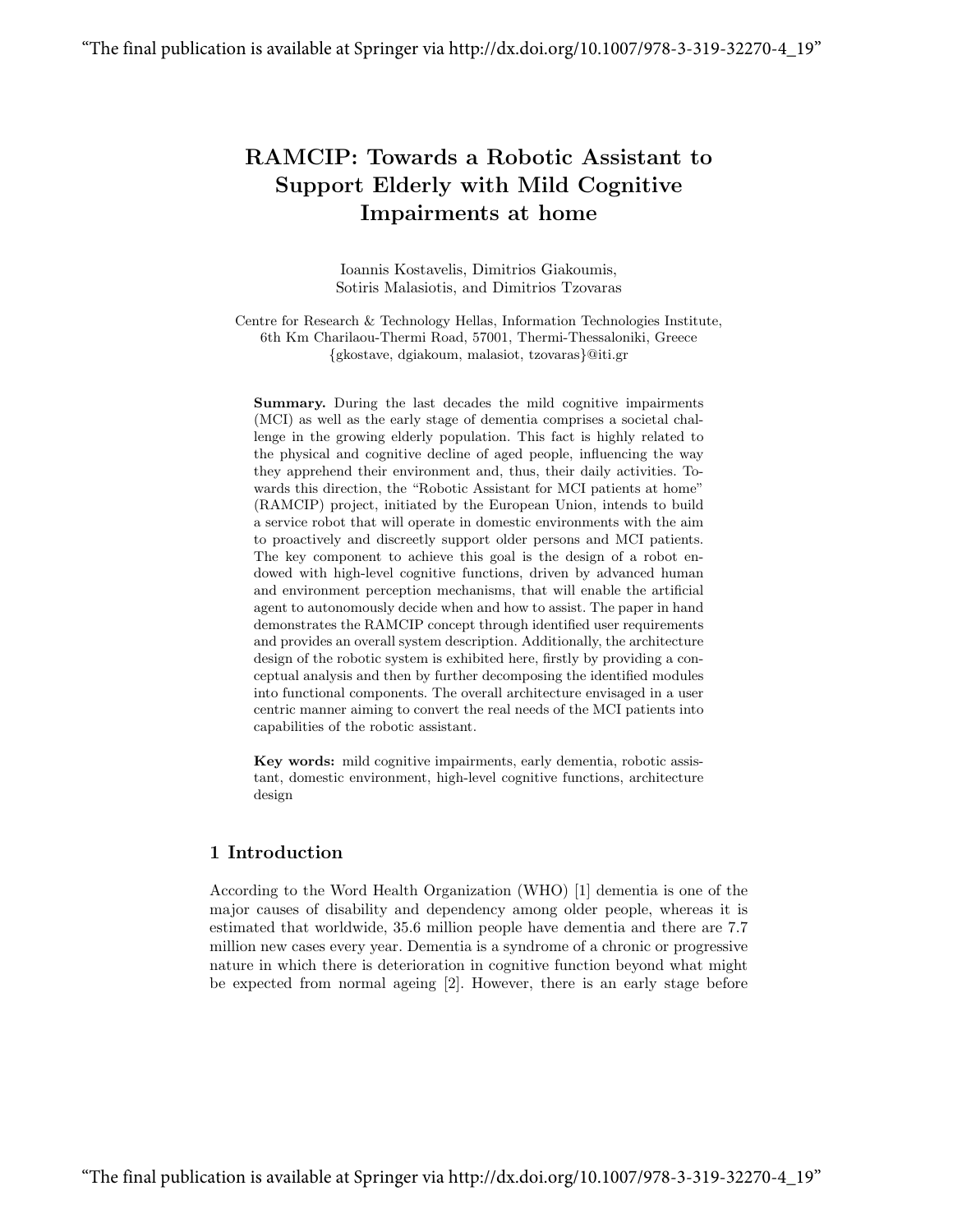# RAMCIP: Towards a Robotic Assistant to Support Elderly with Mild Cognitive Impairments at home

Ioannis Kostavelis, Dimitrios Giakoumis, Sotiris Malasiotis, and Dimitrios Tzovaras

Centre for Research & Technology Hellas, Information Technologies Institute, 6th Km Charilaou-Thermi Road, 57001, Thermi-Thessaloniki, Greece
{gkostave, dgiakoum, malasiot, tzovaras}@iti.gr

**Summary.** During the last decades the mild cognitive impairments (MCI) as well as the early stage of dementia comprises a societal challenge in the growing elderly population. This fact is highly related to the physical and cognitive decline of aged people, influencing the way they apprehend their environment and, thus, their daily activities. Towards this direction, the "Robotic Assistant for MCI patients at home" (RAMCIP) project, initiated by the European Union, intends to build a service robot that will operate in domestic environments with the aim to proactively and discreetly support older persons and MCI patients. The key component to achieve this goal is the design of a robot endowed with high-level cognitive functions, driven by advanced human and environment perception mechanisms, that will enable the artificial agent to autonomously decide when and how to assist. The paper in hand demonstrates the RAMCIP concept through identified user requirements and provides an overall system description. Additionally, the architecture design of the robotic system is exhibited here, firstly by providing a conceptual analysis and then by further decomposing the identified modules into functional components. The overall architecture envisaged in a user centric manner aiming to convert the real needs of the MCI patients into capabilities of the robotic assistant.

**Key words:** mild cognitive impairments, early dementia, robotic assistant, domestic environment, high-level cognitive functions, architecture design

## 1 Introduction

According to the Word Health Organization (WHO) [1] dementia is one of the major causes of disability and dependency among older people, whereas it is estimated that worldwide, 35.6 million people have dementia and there are 7.7 million new cases every year. Dementia is a syndrome of a chronic or progressive nature in which there is deterioration in cognitive function beyond what might be expected from normal ageing [2]. However, there is an early stage before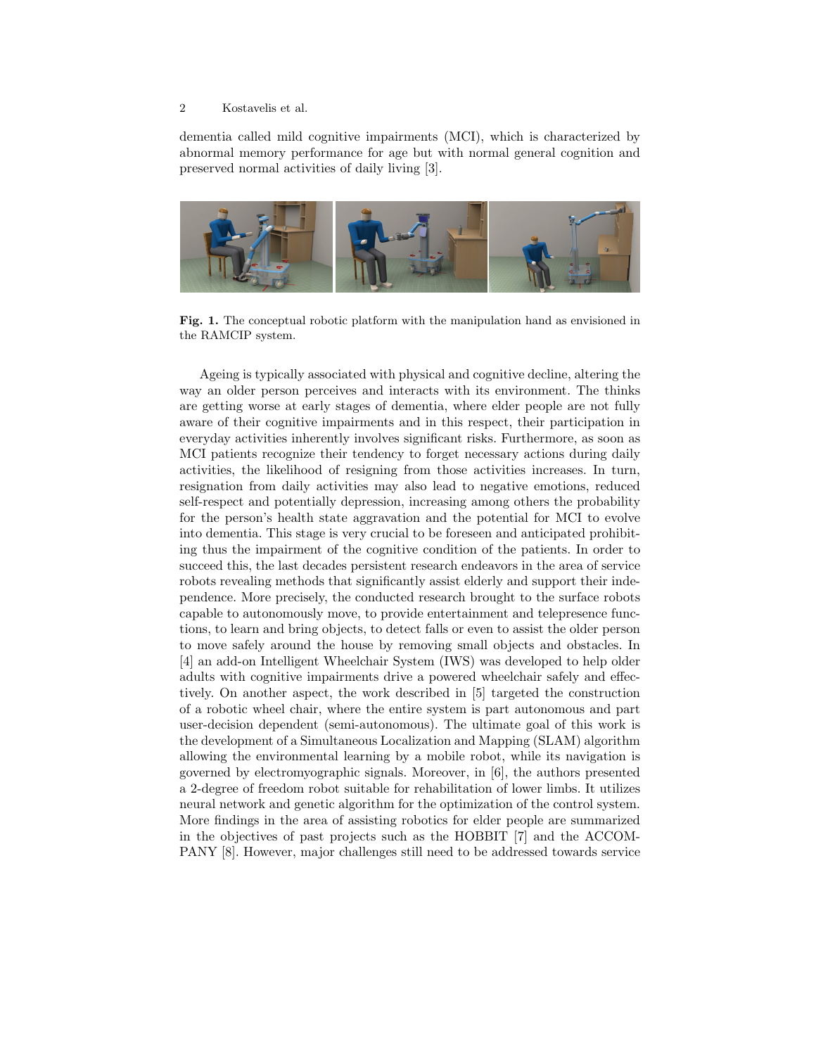dementia called mild cognitive impairments (MCI), which is characterized by abnormal memory performance for age but with normal general cognition and preserved normal activities of daily living [3].

**Fig. 1.** The conceptual robotic platform with the manipulation hand as envisioned in the RAMCIP system.

Ageing is typically associated with physical and cognitive decline, altering the way an older person perceives and interacts with its environment. The thinks are getting worse at early stages of dementia, where elder people are not fully aware of their cognitive impairments and in this respect, their participation in everyday activities inherently involves significant risks. Furthermore, as soon as MCI patients recognize their tendency to forget necessary actions during daily activities, the likelihood of resigning from those activities increases. In turn, resignation from daily activities may also lead to negative emotions, reduced self-respect and potentially depression, increasing among others the probability for the person's health state aggravation and the potential for MCI to evolve into dementia. This stage is very crucial to be foreseen and anticipated prohibiting thus the impairment of the cognitive condition of the patients. In order to succeed this, the last decades persistent research endeavors in the area of service robots revealing methods that significantly assist elderly and support their independence. More precisely, the conducted research brought to the surface robots capable to autonomously move, to provide entertainment and telepresence functions, to learn and bring objects, to detect falls or even to assist the older person to move safely around the house by removing small objects and obstacles. In [4] an add-on Intelligent Wheelchair System (IWS) was developed to help older adults with cognitive impairments drive a powered wheelchair safely and effectively. On another aspect, the work described in [5] targeted the construction of a robotic wheel chair, where the entire system is part autonomous and part user-decision dependent (semi-autonomous). The ultimate goal of this work is the development of a Simultaneous Localization and Mapping (SLAM) algorithm allowing the environmental learning by a mobile robot, while its navigation is governed by electromyographic signals. Moreover, in [6], the authors presented a 2-degree of freedom robot suitable for rehabilitation of lower limbs. It utilizes neural network and genetic algorithm for the optimization of the control system. More findings in the area of assisting robotics for elder people are summarized in the objectives of past projects such as the HOBBIT [7] and the ACCOMPANY [8]. However, major challenges still need to be addressed towards service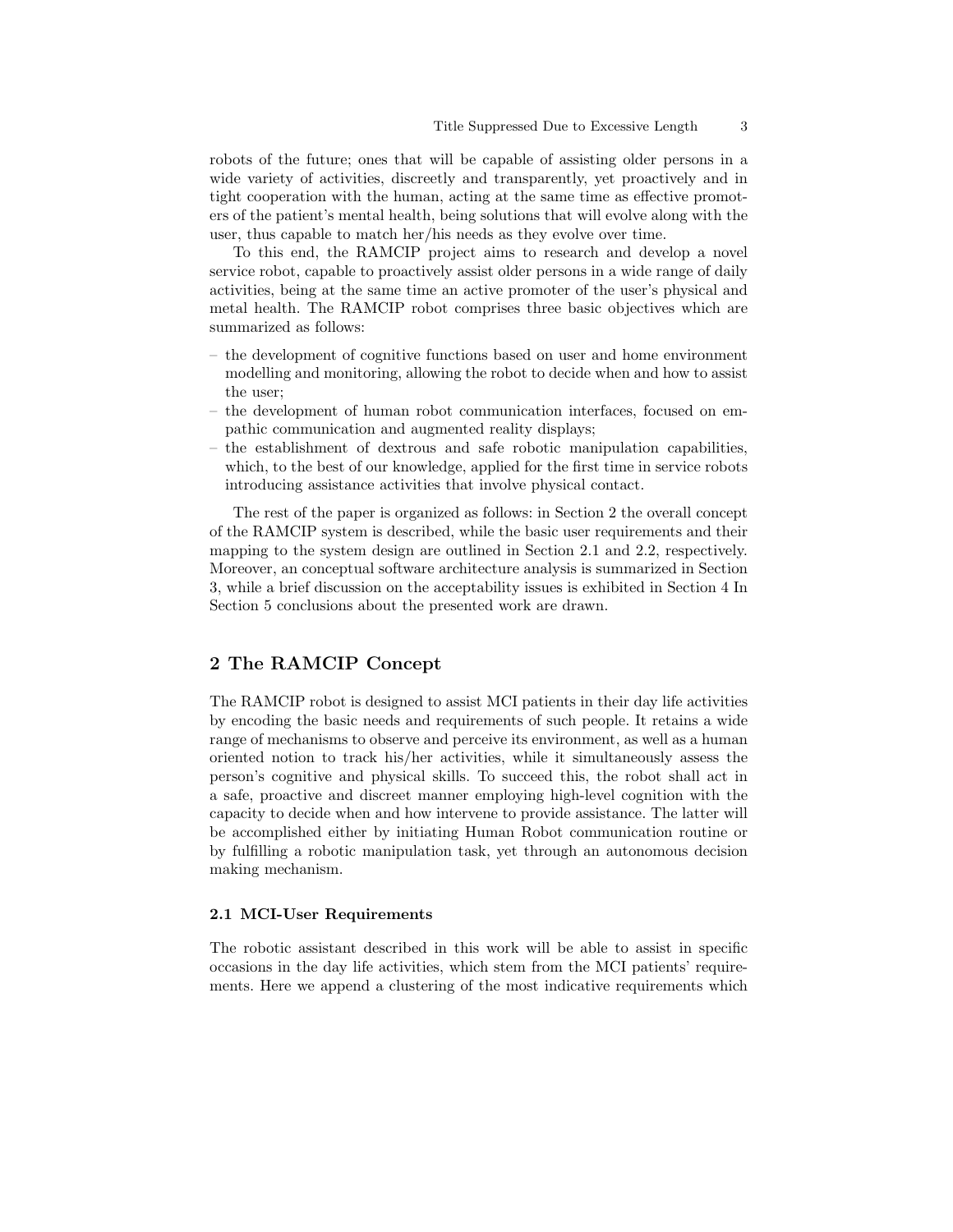robots of the future; ones that will be capable of assisting older persons in a wide variety of activities, discreetly and transparently, yet proactively and in tight cooperation with the human, acting at the same time as effective promoters of the patient's mental health, being solutions that will evolve along with the user, thus capable to match her/his needs as they evolve over time.

To this end, the RAMCIP project aims to research and develop a novel service robot, capable to proactively assist older persons in a wide range of daily activities, being at the same time an active promoter of the user's physical and metal health. The RAMCIP robot comprises three basic objectives which are summarized as follows:

- the development of cognitive functions based on user and home environment modelling and monitoring, allowing the robot to decide when and how to assist the user;
- the development of human robot communication interfaces, focused on empathic communication and augmented reality displays;
- the establishment of dextrous and safe robotic manipulation capabilities, which, to the best of our knowledge, applied for the first time in service robots introducing assistance activities that involve physical contact.

The rest of the paper is organized as follows: in Section 2 the overall concept of the RAMCIP system is described, while the basic user requirements and their mapping to the system design are outlined in Section 2.1 and 2.2, respectively. Moreover, an conceptual software architecture analysis is summarized in Section 3, while a brief discussion on the acceptability issues is exhibited in Section 4 In Section 5 conclusions about the presented work are drawn.

## 2 The RAMCIP Concept

The RAMCIP robot is designed to assist MCI patients in their day life activities by encoding the basic needs and requirements of such people. It retains a wide range of mechanisms to observe and perceive its environment, as well as a human oriented notion to track his/her activities, while it simultaneously assess the person's cognitive and physical skills. To succeed this, the robot shall act in a safe, proactive and discreet manner employing high-level cognition with the capacity to decide when and how intervene to provide assistance. The latter will be accomplished either by initiating Human Robot communication routine or by fulfilling a robotic manipulation task, yet through an autonomous decision making mechanism.

### 2.1 MCI-User Requirements

The robotic assistant described in this work will be able to assist in specific occasions in the day life activities, which stem from the MCI patients' requirements. Here we append a clustering of the most indicative requirements which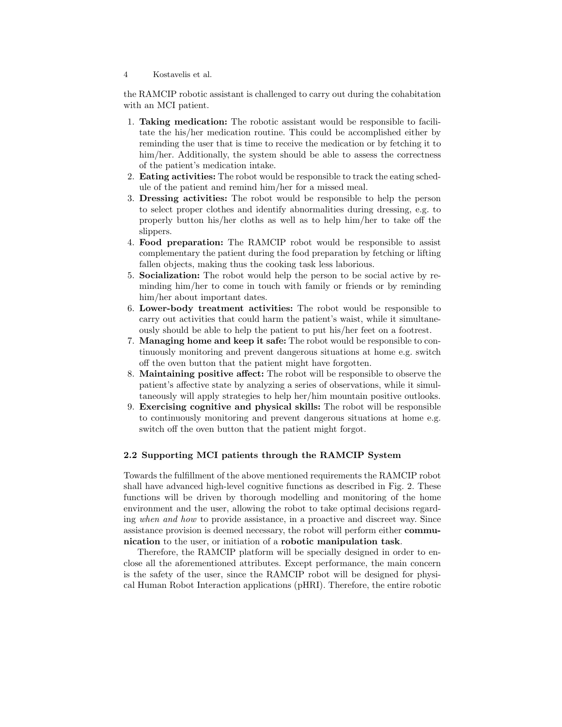the RAMCIP robotic assistant is challenged to carry out during the cohabitation with an MCI patient.

1. **Taking medication:** The robotic assistant would be responsible to facilitate the his/her medication routine. This could be accomplished either by reminding the user that is time to receive the medication or by fetching it to him/her. Additionally, the system should be able to assess the correctness of the patient's medication intake.
2. **Eating activities:** The robot would be responsible to track the eating schedule of the patient and remind him/her for a missed meal.
3. **Dressing activities:** The robot would be responsible to help the person to select proper clothes and identify abnormalities during dressing, e.g. to properly button his/her cloths as well as to help him/her to take off the slippers.
4. **Food preparation:** The RAMCIP robot would be responsible to assist complementary the patient during the food preparation by fetching or lifting fallen objects, making thus the cooking task less laborious.
5. **Socialization:** The robot would help the person to be social active by reminding him/her to come in touch with family or friends or by reminding him/her about important dates.
6. **Lower-body treatment activities:** The robot would be responsible to carry out activities that could harm the patient's waist, while it simultaneously should be able to help the patient to put his/her feet on a footrest.
7. **Managing home and keep it safe:** The robot would be responsible to continuously monitoring and prevent dangerous situations at home e.g. switch off the oven button that the patient might have forgotten.
8. **Maintaining positive affect:** The robot will be responsible to observe the patient's affective state by analyzing a series of observations, while it simultaneously will apply strategies to help her/him mountain positive outlooks.
9. **Exercising cognitive and physical skills:** The robot will be responsible to continuously monitoring and prevent dangerous situations at home e.g. switch off the oven button that the patient might forgot.

### 2.2 Supporting MCI patients through the RAMCIP System

Towards the fulfillment of the above mentioned requirements the RAMCIP robot shall have advanced high-level cognitive functions as described in Fig. 2. These functions will be driven by thorough modelling and monitoring of the home environment and the user, allowing the robot to take optimal decisions regarding *when and how* to provide assistance, in a proactive and discreet way. Since assistance provision is deemed necessary, the robot will perform either **communication** to the user, or initiation of a **robotic manipulation task**.

Therefore, the RAMCIP platform will be specially designed in order to enclose all the aforementioned attributes. Except performance, the main concern is the safety of the user, since the RAMCIP robot will be designed for physical Human Robot Interaction applications (pHRI). Therefore, the entire robotic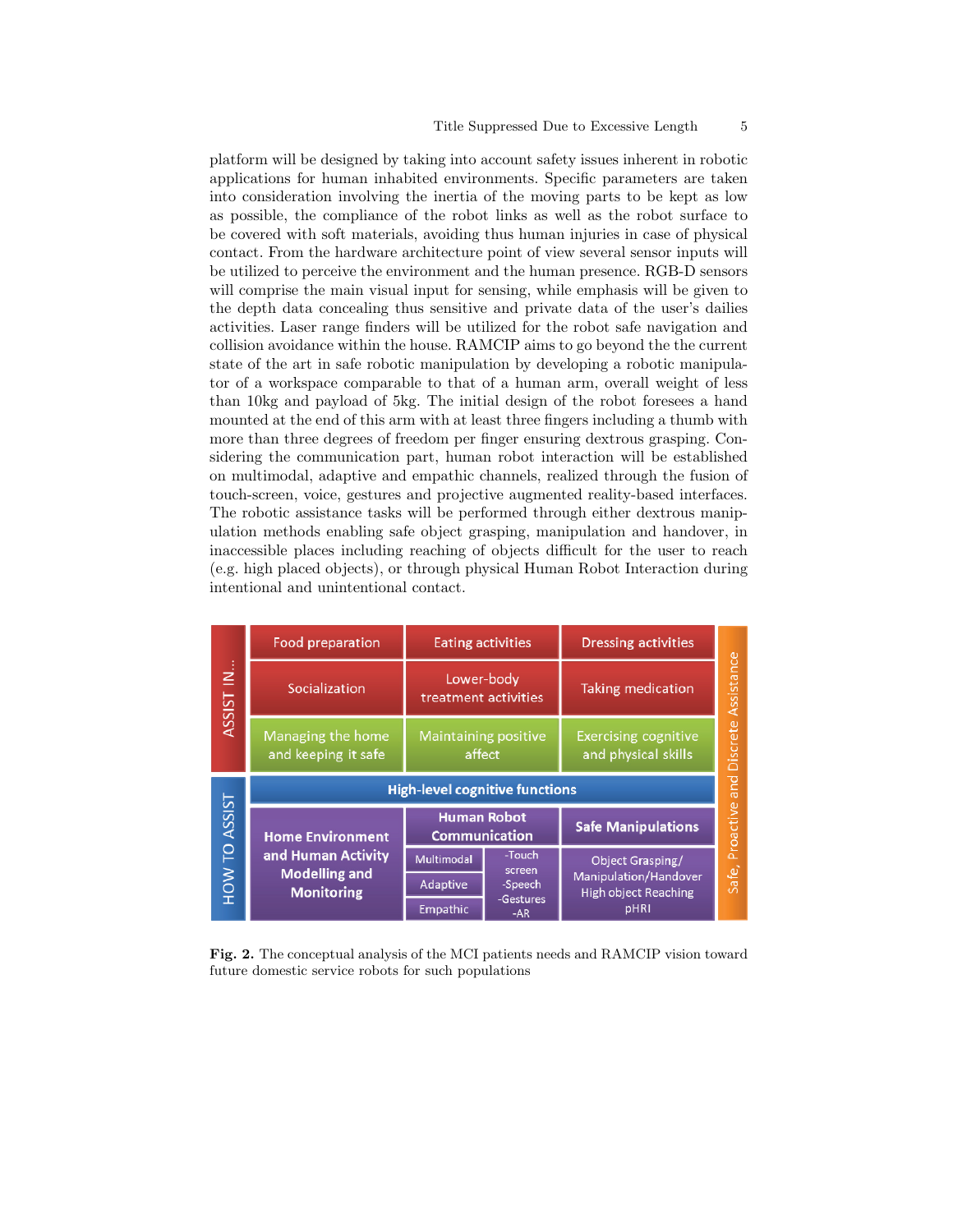platform will be designed by taking into account safety issues inherent in robotic applications for human inhabited environments. Specific parameters are taken into consideration involving the inertia of the moving parts to be kept as low as possible, the compliance of the robot links as well as the robot surface to be covered with soft materials, avoiding thus human injuries in case of physical contact. From the hardware architecture point of view several sensor inputs will be utilized to perceive the environment and the human presence. RGB-D sensors will comprise the main visual input for sensing, while emphasis will be given to the depth data concealing thus sensitive and private data of the user's dailies activities. Laser range finders will be utilized for the robot safe navigation and collision avoidance within the house. RAMCIP aims to go beyond the the current state of the art in safe robotic manipulation by developing a robotic manipulator of a workspace comparable to that of a human arm, overall weight of less than 10kg and payload of 5kg. The initial design of the robot foresees a hand mounted at the end of this arm with at least three fingers including a thumb with more than three degrees of freedom per finger ensuring dextrous grasping. Considering the communication part, human robot interaction will be established on multimodal, adaptive and empathic channels, realized through the fusion of touch-screen, voice, gestures and projective augmented reality-based interfaces. The robotic assistance tasks will be performed through either dextrous manipulation methods enabling safe object grasping, manipulation and handover, in inaccessible places including reaching of objects difficult for the user to reach (e.g. high placed objects), or through physical Human Robot Interaction during intentional and unintentional contact.

| | | | |
|---|---|---|---|
| ASSIST IN... | Food preparation | Eating activities | Dressing activities |
| | Socialization | Lower-body treatment activities | Taking medication |
| | Managing the home and keeping it safe | Maintaining positive affect | Exercising cognitive and physical skills |
| HOW TO ASSIST | High-level cognitive functions | | |
| | Home Environment and Human Activity Modelling and Monitoring | Human Robot Communication: Multimodal, Adaptive, Empathic (-Touch screen -Speech -Gestures -AR) | Safe Manipulations: Object Grasping/ Manipulation/Handover High object Reaching pHRI |

Safe, Proactive and Discrete Assistance

**Fig. 2.** The conceptual analysis of the MCI patients needs and RAMCIP vision toward future domestic service robots for such populations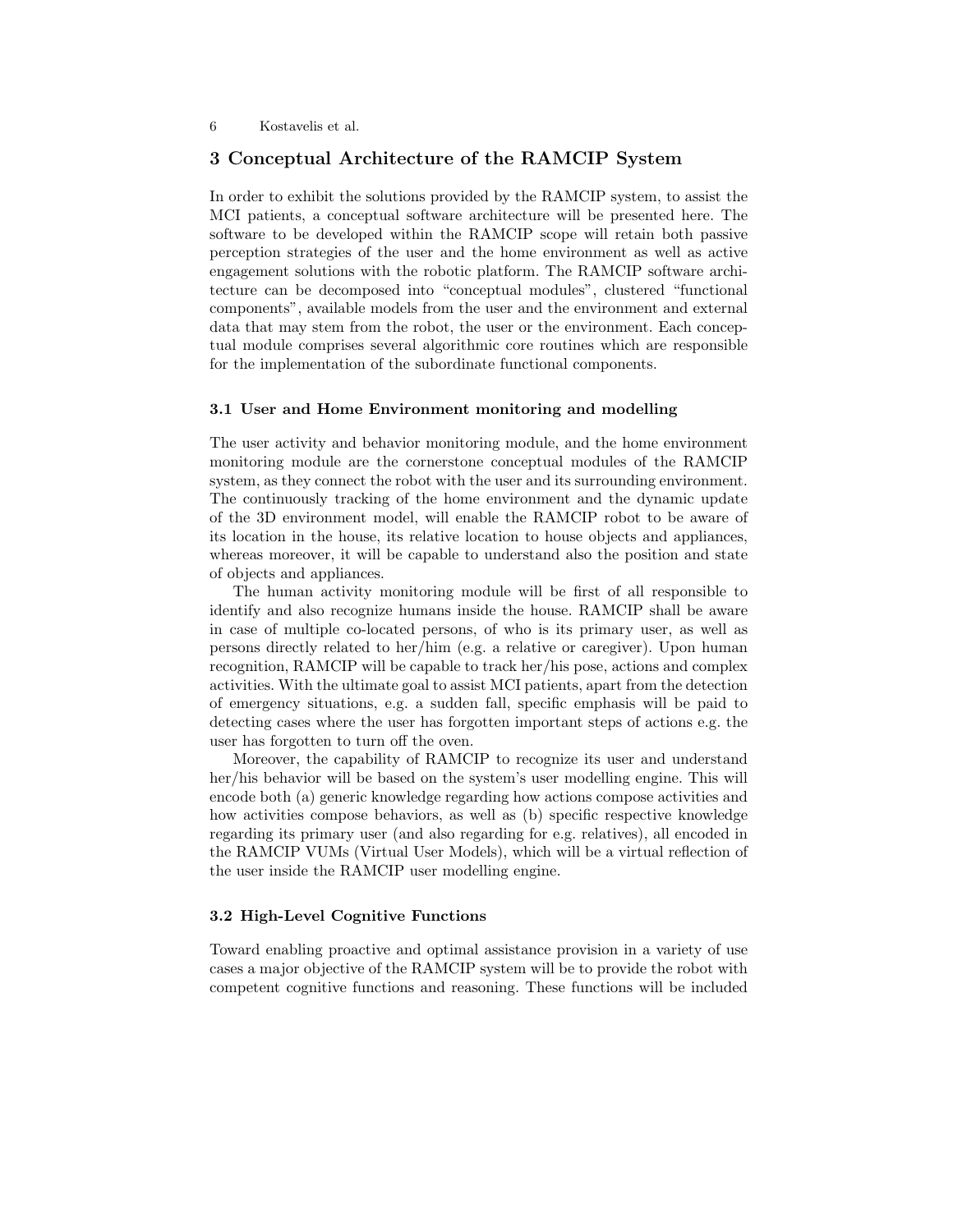## 3 Conceptual Architecture of the RAMCIP System

In order to exhibit the solutions provided by the RAMCIP system, to assist the MCI patients, a conceptual software architecture will be presented here. The software to be developed within the RAMCIP scope will retain both passive perception strategies of the user and the home environment as well as active engagement solutions with the robotic platform. The RAMCIP software architecture can be decomposed into "conceptual modules", clustered "functional components", available models from the user and the environment and external data that may stem from the robot, the user or the environment. Each conceptual module comprises several algorithmic core routines which are responsible for the implementation of the subordinate functional components.

### 3.1 User and Home Environment monitoring and modelling

The user activity and behavior monitoring module, and the home environment monitoring module are the cornerstone conceptual modules of the RAMCIP system, as they connect the robot with the user and its surrounding environment. The continuously tracking of the home environment and the dynamic update of the 3D environment model, will enable the RAMCIP robot to be aware of its location in the house, its relative location to house objects and appliances, whereas moreover, it will be capable to understand also the position and state of objects and appliances.

The human activity monitoring module will be first of all responsible to identify and also recognize humans inside the house. RAMCIP shall be aware in case of multiple co-located persons, of who is its primary user, as well as persons directly related to her/him (e.g. a relative or caregiver). Upon human recognition, RAMCIP will be capable to track her/his pose, actions and complex activities. With the ultimate goal to assist MCI patients, apart from the detection of emergency situations, e.g. a sudden fall, specific emphasis will be paid to detecting cases where the user has forgotten important steps of actions e.g. the user has forgotten to turn off the oven.

Moreover, the capability of RAMCIP to recognize its user and understand her/his behavior will be based on the system's user modelling engine. This will encode both (a) generic knowledge regarding how actions compose activities and how activities compose behaviors, as well as (b) specific respective knowledge regarding its primary user (and also regarding for e.g. relatives), all encoded in the RAMCIP VUMs (Virtual User Models), which will be a virtual reflection of the user inside the RAMCIP user modelling engine.

### 3.2 High-Level Cognitive Functions

Toward enabling proactive and optimal assistance provision in a variety of use cases a major objective of the RAMCIP system will be to provide the robot with competent cognitive functions and reasoning. These functions will be included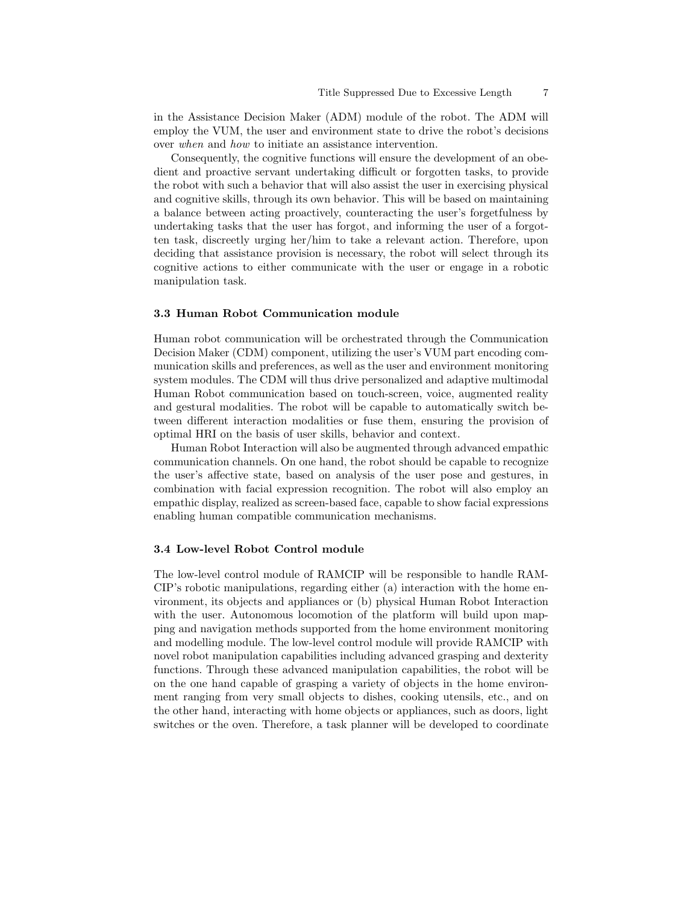in the Assistance Decision Maker (ADM) module of the robot. The ADM will employ the VUM, the user and environment state to drive the robot's decisions over *when* and *how* to initiate an assistance intervention.

Consequently, the cognitive functions will ensure the development of an obedient and proactive servant undertaking difficult or forgotten tasks, to provide the robot with such a behavior that will also assist the user in exercising physical and cognitive skills, through its own behavior. This will be based on maintaining a balance between acting proactively, counteracting the user's forgetfulness by undertaking tasks that the user has forgot, and informing the user of a forgotten task, discreetly urging her/him to take a relevant action. Therefore, upon deciding that assistance provision is necessary, the robot will select through its cognitive actions to either communicate with the user or engage in a robotic manipulation task.

### 3.3 Human Robot Communication module

Human robot communication will be orchestrated through the Communication Decision Maker (CDM) component, utilizing the user's VUM part encoding communication skills and preferences, as well as the user and environment monitoring system modules. The CDM will thus drive personalized and adaptive multimodal Human Robot communication based on touch-screen, voice, augmented reality and gestural modalities. The robot will be capable to automatically switch between different interaction modalities or fuse them, ensuring the provision of optimal HRI on the basis of user skills, behavior and context.

Human Robot Interaction will also be augmented through advanced empathic communication channels. On one hand, the robot should be capable to recognize the user's affective state, based on analysis of the user pose and gestures, in combination with facial expression recognition. The robot will also employ an empathic display, realized as screen-based face, capable to show facial expressions enabling human compatible communication mechanisms.

### 3.4 Low-level Robot Control module

The low-level control module of RAMCIP will be responsible to handle RAMCIP's robotic manipulations, regarding either (a) interaction with the home environment, its objects and appliances or (b) physical Human Robot Interaction with the user. Autonomous locomotion of the platform will build upon mapping and navigation methods supported from the home environment monitoring and modelling module. The low-level control module will provide RAMCIP with novel robot manipulation capabilities including advanced grasping and dexterity functions. Through these advanced manipulation capabilities, the robot will be on the one hand capable of grasping a variety of objects in the home environment ranging from very small objects to dishes, cooking utensils, etc., and on the other hand, interacting with home objects or appliances, such as doors, light switches or the oven. Therefore, a task planner will be developed to coordinate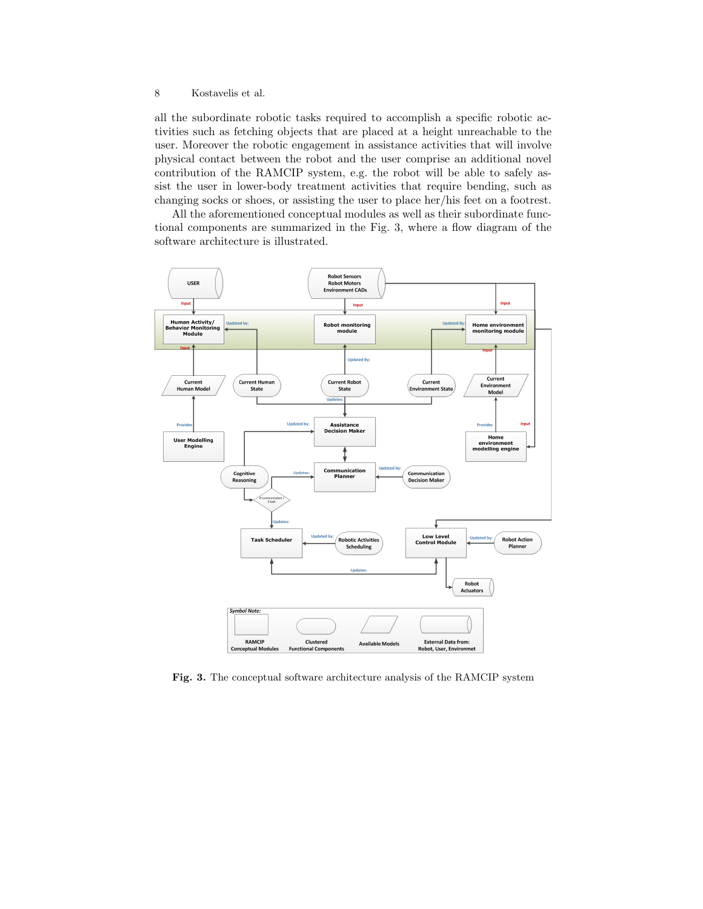all the subordinate robotic tasks required to accomplish a specific robotic activities such as fetching objects that are placed at a height unreachable to the user. Moreover the robotic engagement in assistance activities that will involve physical contact between the robot and the user comprise an additional novel contribution of the RAMCIP system, e.g. the robot will be able to safely assist the user in lower-body treatment activities that require bending, such as changing socks or shoes, or assisting the user to place her/his feet on a footrest.

All the aforementioned conceptual modules as well as their subordinate functional components are summarized in the Fig. 3, where a flow diagram of the software architecture is illustrated.

**Fig. 3.** The conceptual software architecture analysis of the RAMCIP system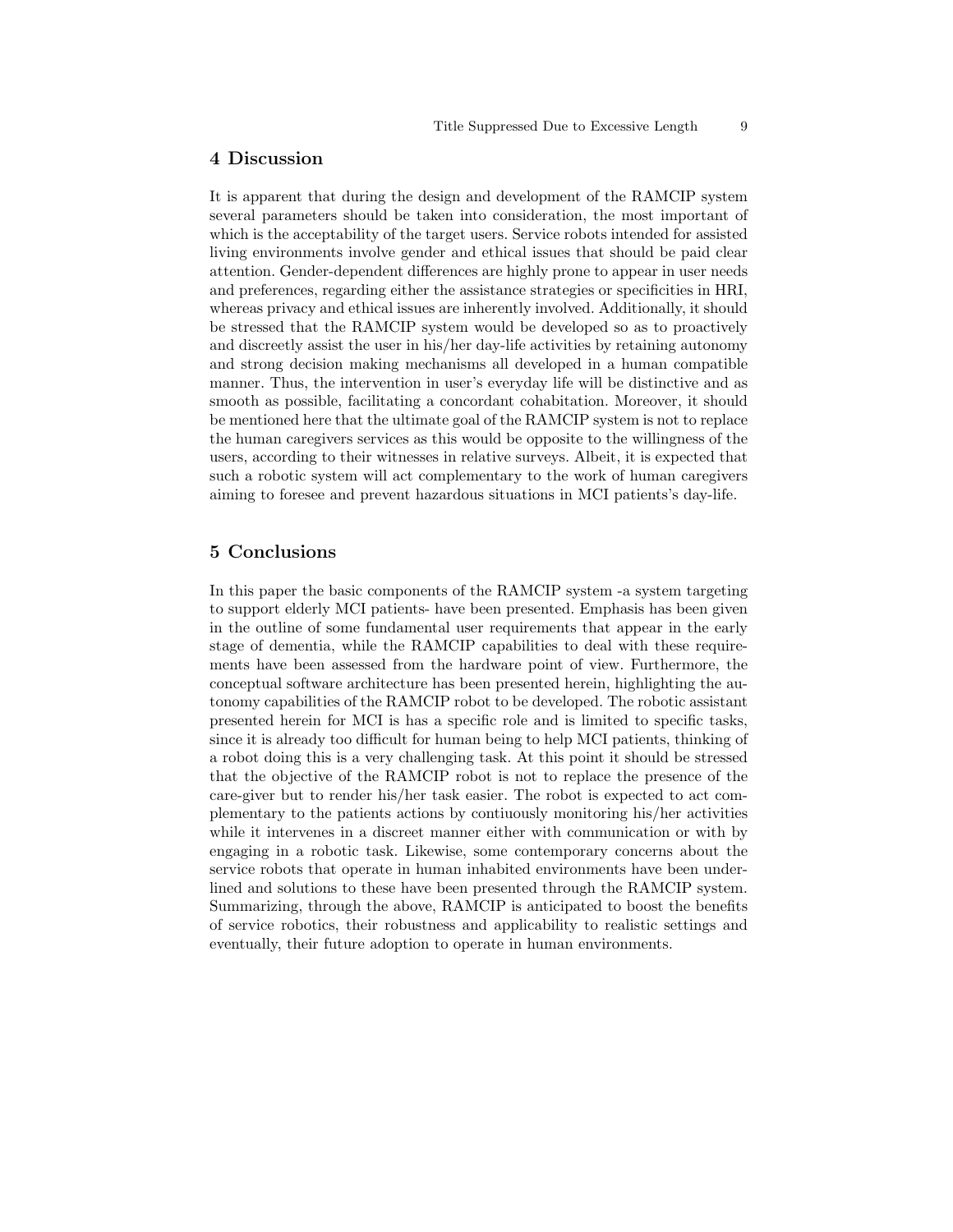## 4 Discussion

It is apparent that during the design and development of the RAMCIP system several parameters should be taken into consideration, the most important of which is the acceptability of the target users. Service robots intended for assisted living environments involve gender and ethical issues that should be paid clear attention. Gender-dependent differences are highly prone to appear in user needs and preferences, regarding either the assistance strategies or specificities in HRI, whereas privacy and ethical issues are inherently involved. Additionally, it should be stressed that the RAMCIP system would be developed so as to proactively and discreetly assist the user in his/her day-life activities by retaining autonomy and strong decision making mechanisms all developed in a human compatible manner. Thus, the intervention in user's everyday life will be distinctive and as smooth as possible, facilitating a concordant cohabitation. Moreover, it should be mentioned here that the ultimate goal of the RAMCIP system is not to replace the human caregivers services as this would be opposite to the willingness of the users, according to their witnesses in relative surveys. Albeit, it is expected that such a robotic system will act complementary to the work of human caregivers aiming to foresee and prevent hazardous situations in MCI patients's day-life.

## 5 Conclusions

In this paper the basic components of the RAMCIP system -a system targeting to support elderly MCI patients- have been presented. Emphasis has been given in the outline of some fundamental user requirements that appear in the early stage of dementia, while the RAMCIP capabilities to deal with these requirements have been assessed from the hardware point of view. Furthermore, the conceptual software architecture has been presented herein, highlighting the autonomy capabilities of the RAMCIP robot to be developed. The robotic assistant presented herein for MCI is has a specific role and is limited to specific tasks, since it is already too difficult for human being to help MCI patients, thinking of a robot doing this is a very challenging task. At this point it should be stressed that the objective of the RAMCIP robot is not to replace the presence of the care-giver but to render his/her task easier. The robot is expected to act complementary to the patients actions by contiuously monitoring his/her activities while it intervenes in a discreet manner either with communication or with by engaging in a robotic task. Likewise, some contemporary concerns about the service robots that operate in human inhabited environments have been underlined and solutions to these have been presented through the RAMCIP system. Summarizing, through the above, RAMCIP is anticipated to boost the benefits of service robotics, their robustness and applicability to realistic settings and eventually, their future adoption to operate in human environments.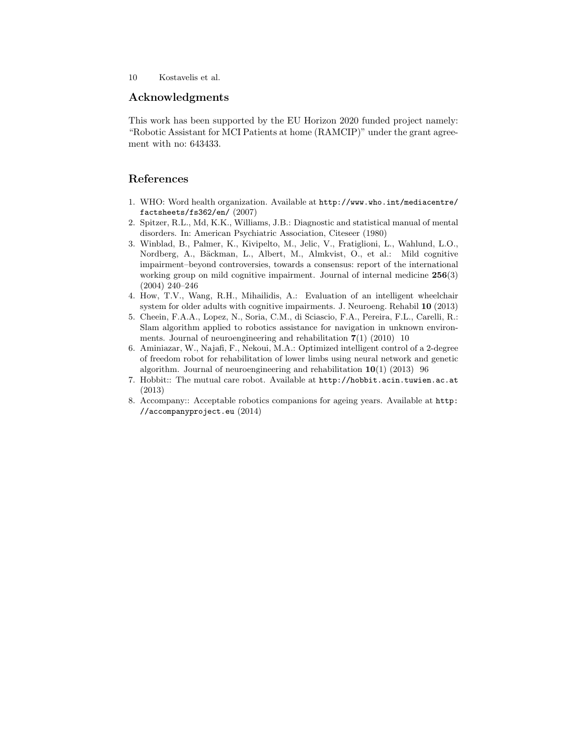## Acknowledgments

This work has been supported by the EU Horizon 2020 funded project namely: "Robotic Assistant for MCI Patients at home (RAMCIP)" under the grant agreement with no: 643433.

## References

1. WHO: Word health organization. Available at http://www.who.int/mediacentre/factsheets/fs362/en/ (2007)
2. Spitzer, R.L., Md, K.K., Williams, J.B.: Diagnostic and statistical manual of mental disorders. In: American Psychiatric Association, Citeseer (1980)
3. Winblad, B., Palmer, K., Kivipelto, M., Jelic, V., Fratiglioni, L., Wahlund, L.O., Nordberg, A., Bäckman, L., Albert, M., Almkvist, O., et al.: Mild cognitive impairment–beyond controversies, towards a consensus: report of the international working group on mild cognitive impairment. Journal of internal medicine **256**(3) (2004) 240–246
4. How, T.V., Wang, R.H., Mihailidis, A.: Evaluation of an intelligent wheelchair system for older adults with cognitive impairments. J. Neuroeng. Rehabil **10** (2013)
5. Cheein, F.A.A., Lopez, N., Soria, C.M., di Sciascio, F.A., Pereira, F.L., Carelli, R.: Slam algorithm applied to robotics assistance for navigation in unknown environments. Journal of neuroengineering and rehabilitation **7**(1) (2010) 10
6. Aminiazar, W., Najafi, F., Nekoui, M.A.: Optimized intelligent control of a 2-degree of freedom robot for rehabilitation of lower limbs using neural network and genetic algorithm. Journal of neuroengineering and rehabilitation **10**(1) (2013) 96
7. Hobbit:: The mutual care robot. Available at http://hobbit.acin.tuwien.ac.at (2013)
8. Accompany:: Acceptable robotics companions for ageing years. Available at http://accompanyproject.eu (2014)